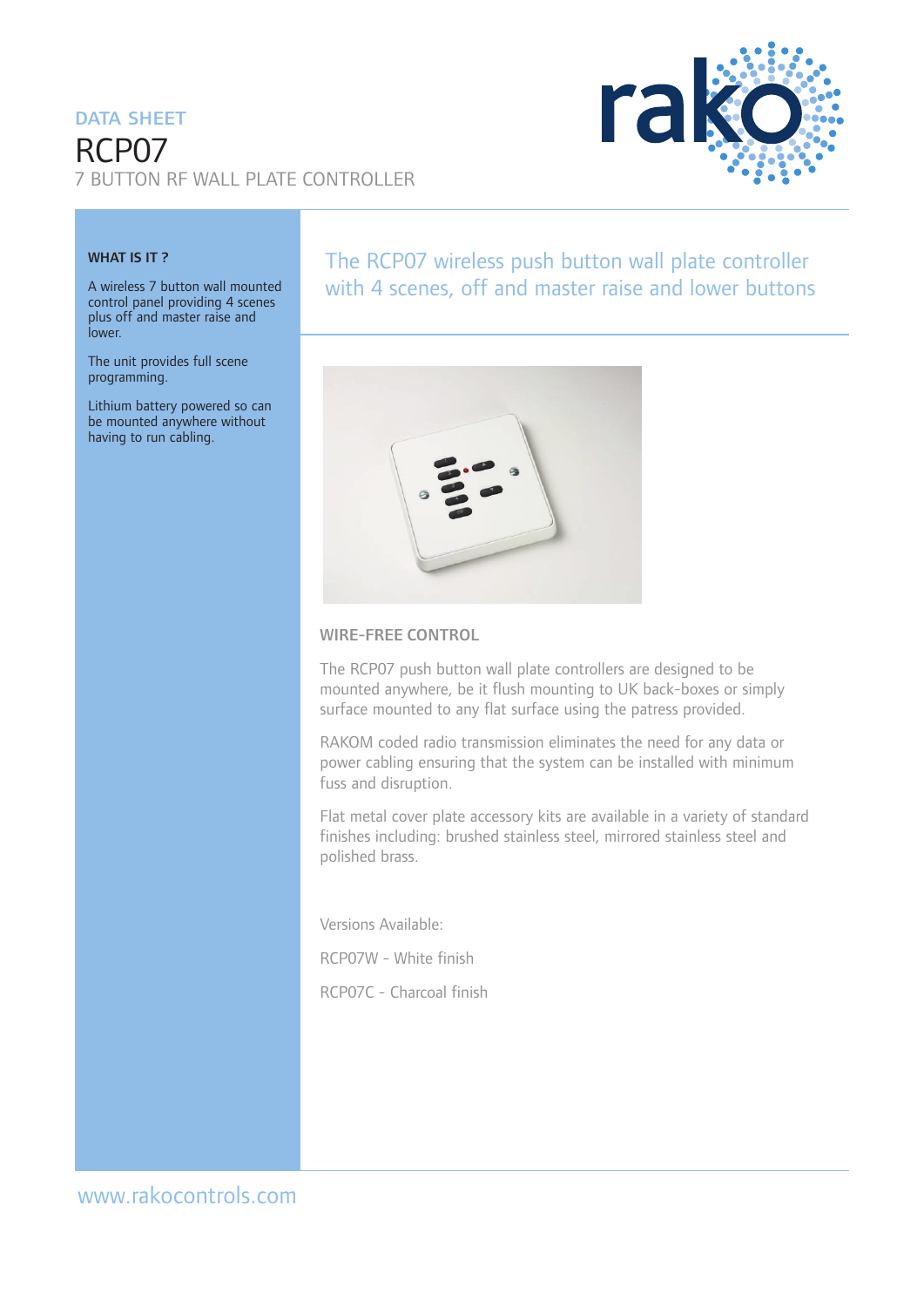DATA SHEET

# RCP07

## 7 BUTTON RF WALL PLATE CONTROLLER

### WHAT IS IT ?

A wireless 7 button wall mounted control panel providing 4 scenes plus off and master raise and lower.

The unit provides full scene programming.

Lithium battery powered so can be mounted anywhere without having to run cabling.

## The RCP07 wireless push button wall plate controller with 4 scenes, off and master raise and lower buttons

### WIRE-FREE CONTROL

The RCP07 push button wall plate controllers are designed to be mounted anywhere, be it flush mounting to UK back-boxes or simply surface mounted to any flat surface using the patress provided.

RAKOM coded radio transmission eliminates the need for any data or power cabling ensuring that the system can be installed with minimum fuss and disruption.

Flat metal cover plate accessory kits are available in a variety of standard finishes including: brushed stainless steel, mirrored stainless steel and polished brass.

Versions Available:

RCP07W - White finish

RCP07C - Charcoal finish

www.rakocontrols.com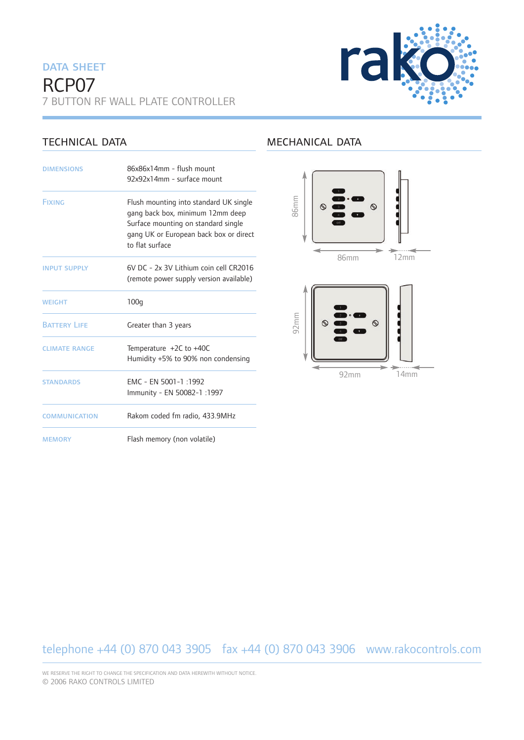DATA SHEET

# RCP07

7 BUTTON RF WALL PLATE CONTROLLER

## TECHNICAL DATA

| | |
|---|---|
| DIMENSIONS | 86x86x14mm - flush mount<br>92x92x14mm - surface mount |
| FIXING | Flush mounting into standard UK single gang back box, minimum 12mm deep Surface mounting on standard single gang UK or European back box or direct to flat surface |
| INPUT SUPPLY | 6V DC - 2x 3V Lithium coin cell CR2016 (remote power supply version available) |
| WEIGHT | 100g |
| BATTERY LIFE | Greater than 3 years |
| CLIMATE RANGE | Temperature +2C to +40C<br>Humidity +5% to 90% non condensing |
| STANDARDS | EMC - EN 5001-1 :1992<br>Immunity - EN 50082-1 :1997 |
| COMMUNICATION | Rakom coded fm radio, 433.9MHz |
| MEMORY | Flash memory (non volatile) |

## MECHANICAL DATA

86mm
86mm
12mm

92mm
92mm
14mm

telephone +44 (0) 870 043 3905 fax +44 (0) 870 043 3906 www.rakocontrols.com

WE RESERVE THE RIGHT TO CHANGE THE SPECIFICATION AND DATA HEREWITH WITHOUT NOTICE.
© 2006 RAKO CONTROLS LIMITED